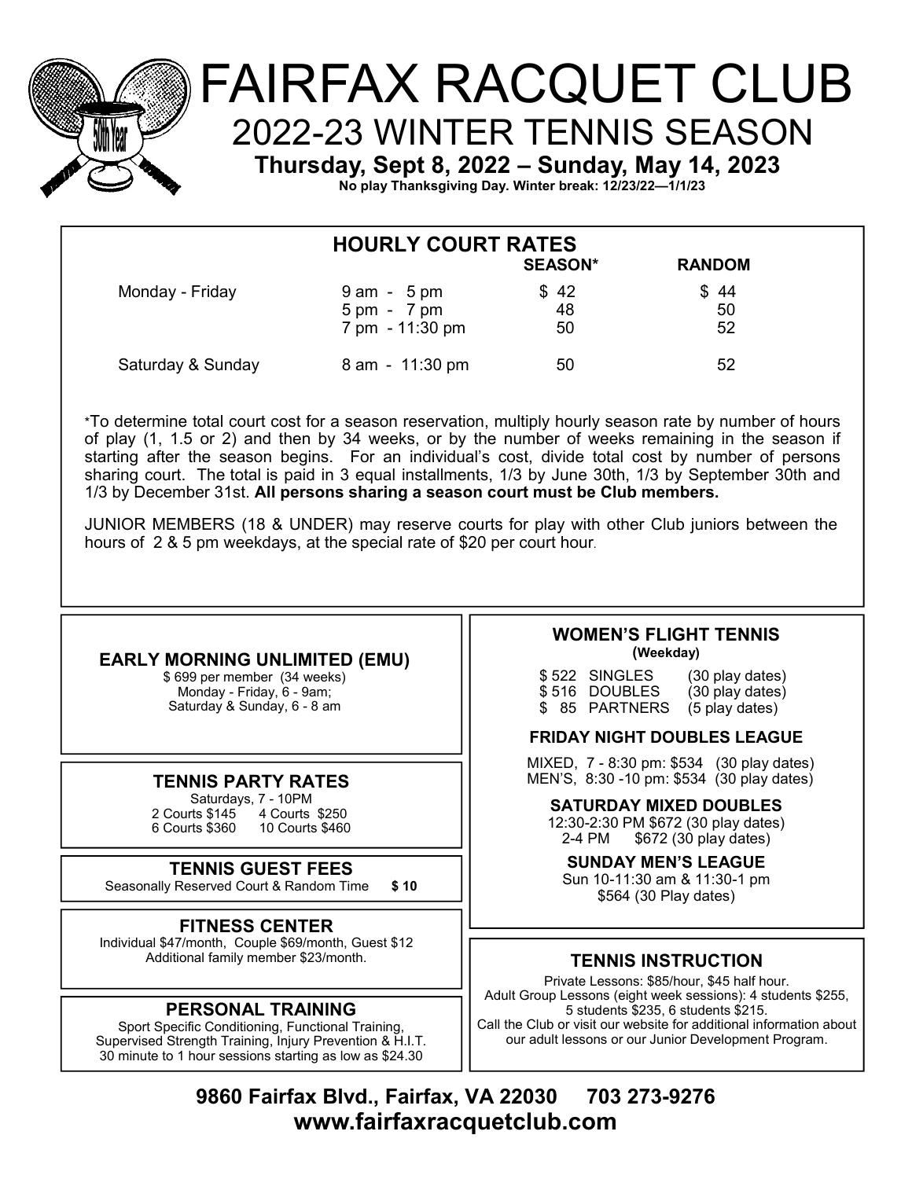# FAIRFAX RACQUET CLUB

## 2022-23 WINTER TENNIS SEASON

**Thursday, Sept 8, 2022 – Sunday, May 14, 2023**

**No play Thanksgiving Day. Winter break: 12/23/22—1/1/23**

## HOURLY COURT RATES

| | | SEASON* | RANDOM |
|---|---|---|---|
| Monday - Friday | 9 am - 5 pm | $ 42 | $ 44 |
| | 5 pm - 7 pm | 48 | 50 |
| | 7 pm - 11:30 pm | 50 | 52 |
| Saturday & Sunday | 8 am - 11:30 pm | 50 | 52 |

*To determine total court cost for a season reservation, multiply hourly season rate by number of hours of play (1, 1.5 or 2) and then by 34 weeks, or by the number of weeks remaining in the season if starting after the season begins. For an individual's cost, divide total cost by number of persons sharing court. The total is paid in 3 equal installments, 1/3 by June 30th, 1/3 by September 30th and 1/3 by December 31st. **All persons sharing a season court must be Club members.**

JUNIOR MEMBERS (18 & UNDER) may reserve courts for play with other Club juniors between the hours of 2 & 5 pm weekdays, at the special rate of $20 per court hour.

### EARLY MORNING UNLIMITED (EMU)

$ 699 per member (34 weeks)
Monday - Friday, 6 - 9am;
Saturday & Sunday, 6 - 8 am

### TENNIS PARTY RATES

Saturdays, 7 - 10PM
2 Courts $145   4 Courts $250
6 Courts $360   10 Courts $460

### TENNIS GUEST FEES

Seasonally Reserved Court & Random Time **$ 10**

### FITNESS CENTER

Individual $47/month, Couple $69/month, Guest $12
Additional family member $23/month.

### PERSONAL TRAINING

Sport Specific Conditioning, Functional Training, Supervised Strength Training, Injury Prevention & H.I.T.
30 minute to 1 hour sessions starting as low as $24.30

### WOMEN'S FLIGHT TENNIS

**(Weekday)**

$ 522 SINGLES (30 play dates)
$ 516 DOUBLES (30 play dates)
$ 85 PARTNERS (5 play dates)

### FRIDAY NIGHT DOUBLES LEAGUE

MIXED, 7 - 8:30 pm: $534 (30 play dates)
MEN'S, 8:30 -10 pm: $534 (30 play dates)

### SATURDAY MIXED DOUBLES

12:30-2:30 PM $672 (30 play dates)
2-4 PM $672 (30 play dates)

### SUNDAY MEN'S LEAGUE

Sun 10-11:30 am & 11:30-1 pm
$564 (30 Play dates)

### TENNIS INSTRUCTION

Private Lessons: $85/hour, $45 half hour.
Adult Group Lessons (eight week sessions): 4 students $255, 5 students $235, 6 students $215.
Call the Club or visit our website for additional information about our adult lessons or our Junior Development Program.

**9860 Fairfax Blvd., Fairfax, VA 22030 703 273-9276**

**www.fairfaxracquetclub.com**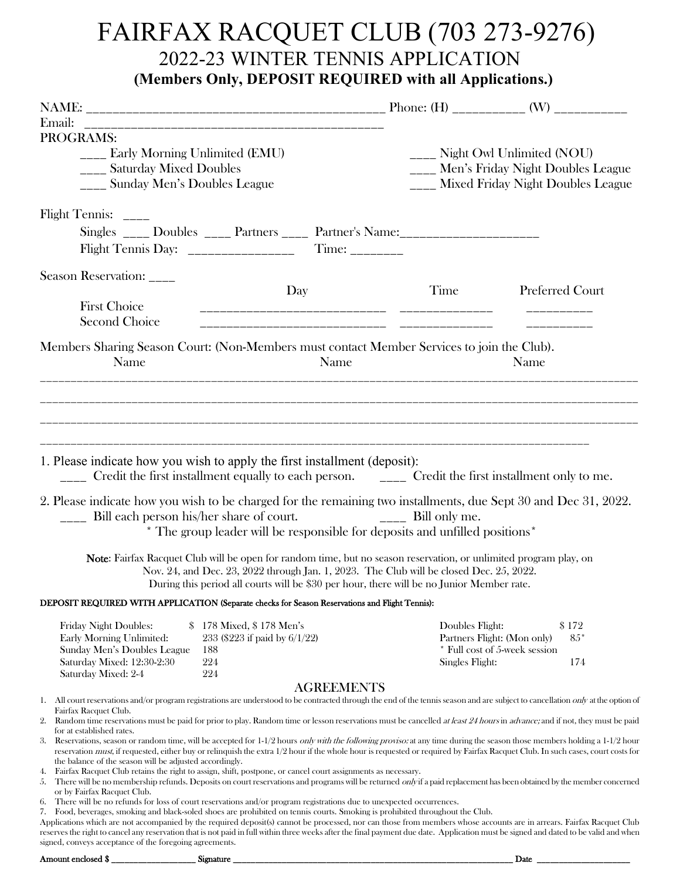# FAIRFAX RACQUET CLUB (703 273-9276)

## 2022-23 WINTER TENNIS APPLICATION

**(Members Only, DEPOSIT REQUIRED with all Applications.)**

NAME: ______________________________________________ Phone: (H) ___________ (W) ___________

Email: ______________________________________________

PROGRAMS:

____ Early Morning Unlimited (EMU)
____ Saturday Mixed Doubles
____ Sunday Men's Doubles League
____ Night Owl Unlimited (NOU)
____ Men's Friday Night Doubles League
____ Mixed Friday Night Doubles League

Flight Tennis: ____

Singles ____ Doubles ____ Partners ____ Partner's Name:_____________________

Flight Tennis Day: ________________ Time: ________

Season Reservation: ____

| | Day | Time | Preferred Court |
|---|---|---|---|
| First Choice | ____________________________ | ______________ | __________ |
| Second Choice | ____________________________ | ______________ | __________ |

Members Sharing Season Court: (Non-Members must contact Member Services to join the Club).

| Name | Name | Name |
|---|---|---|
| | | |
| | | |
| | | |
| | | |

1. Please indicate how you wish to apply the first installment (deposit):
   ____ Credit the first installment equally to each person. ____ Credit the first installment only to me.

2. Please indicate how you wish to be charged for the remaining two installments, due Sept 30 and Dec 31, 2022.
   ____ Bill each person his/her share of court. ____ Bill only me.
   * The group leader will be responsible for deposits and unfilled positions*

**Note**: Fairfax Racquet Club will be open for random time, but no season reservation, or unlimited program play, on Nov. 24, and Dec. 23, 2022 through Jan. 1, 2023. The Club will be closed Dec. 25, 2022. During this period all courts will be $30 per hour, there will be no Junior Member rate.

**DEPOSIT REQUIRED WITH APPLICATION (Separate checks for Season Reservations and Flight Tennis):**

| | | | |
|---|---|---|---|
| Friday Night Doubles: | $ 178 Mixed, $ 178 Men's | Doubles Flight: | $ 172 |
| Early Morning Unlimited: | 233 ($223 if paid by 6/1/22) | Partners Flight: (Mon only) | 85* |
| Sunday Men's Doubles League | 188 | * Full cost of 5-week session | |
| Saturday Mixed: 12:30-2:30 | 224 | Singles Flight: | 174 |
| Saturday Mixed: 2-4 | 224 | | |

### AGREEMENTS

1. All court reservations and/or program registrations are understood to be contracted through the end of the tennis season and are subject to cancellation *only* at the option of Fairfax Racquet Club.
2. Random time reservations must be paid for prior to play. Random time or lesson reservations must be cancelled *at least 24 hours* in *advance;* and if not, they must be paid for at established rates.
3. Reservations, season or random time, will be accepted for 1-1/2 hours *only with the following proviso:* at any time during the season those members holding a 1-1/2 hour reservation *must*, if requested, either buy or relinquish the extra 1/2 hour if the whole hour is requested or required by Fairfax Racquet Club. In such cases, court costs for the balance of the season will be adjusted accordingly.
4. Fairfax Racquet Club retains the right to assign, shift, postpone, or cancel court assignments as necessary.
5. There will be no membership refunds. Deposits on court reservations and programs will be returned *only* if a paid replacement has been obtained by the member concerned or by Fairfax Racquet Club.
6. There will be no refunds for loss of court reservations and/or program registrations due to unexpected occurrences.
7. Food, beverages, smoking and black-soled shoes are prohibited on tennis courts. Smoking is prohibited throughout the Club.

Applications which are not accompanied by the required deposit(s) cannot be processed, nor can those from members whose accounts are in arrears. Fairfax Racquet Club reserves the right to cancel any reservation that is not paid in full within three weeks after the final payment due date. Application must be signed and dated to be valid and when signed, conveys acceptance of the foregoing agreements.

**Amount enclosed $** ____________________ **Signature** ______________________________________________ **Date** ______________________